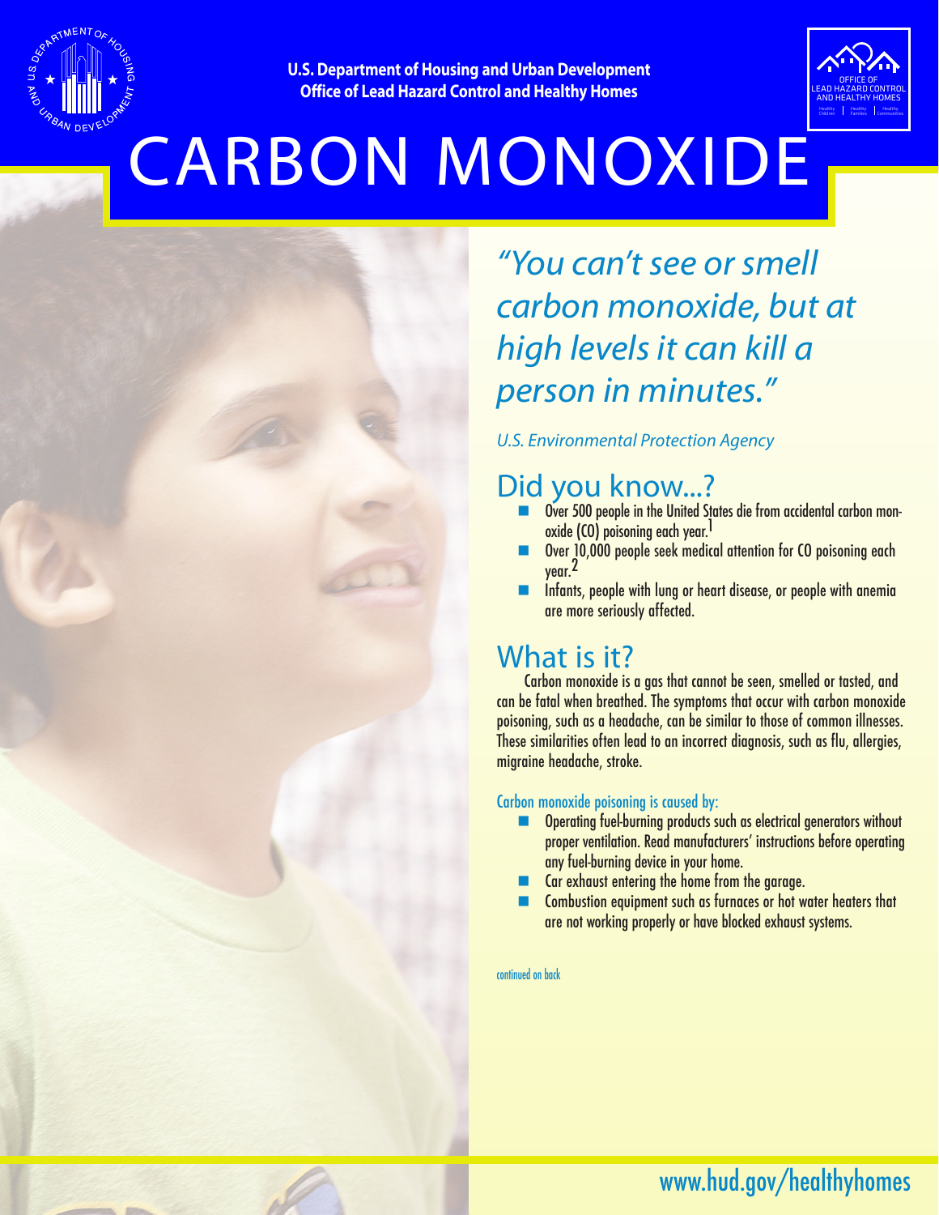U.S. Department of Housing and Urban Development
Office of Lead Hazard Control and Healthy Homes

# CARBON MONOXIDE

*"You can't see or smell carbon monoxide, but at high levels it can kill a person in minutes."*

*U.S. Environmental Protection Agency*

## Did you know...?

- Over 500 people in the United States die from accidental carbon monoxide (CO) poisoning each year.[1]
- Over 10,000 people seek medical attention for CO poisoning each year.[2]
- Infants, people with lung or heart disease, or people with anemia are more seriously affected.

## What is it?

Carbon monoxide is a gas that cannot be seen, smelled or tasted, and can be fatal when breathed. The symptoms that occur with carbon monoxide poisoning, such as a headache, can be similar to those of common illnesses. These similarities often lead to an incorrect diagnosis, such as flu, allergies, migraine headache, stroke.

### Carbon monoxide poisoning is caused by:

- Operating fuel-burning products such as electrical generators without proper ventilation. Read manufacturers' instructions before operating any fuel-burning device in your home.
- Car exhaust entering the home from the garage.
- Combustion equipment such as furnaces or hot water heaters that are not working properly or have blocked exhaust systems.

continued on back

www.hud.gov/healthyhomes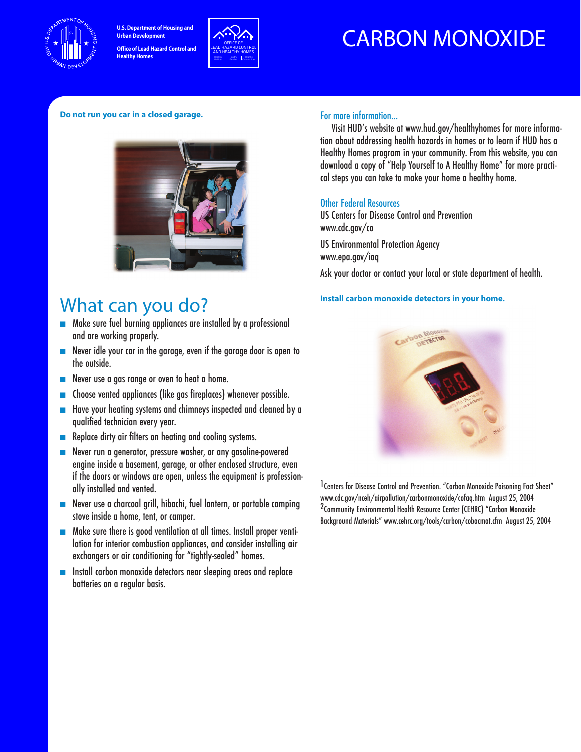U.S. Department of Housing and Urban Development

Office of Lead Hazard Control and Healthy Homes

# CARBON MONOXIDE

**Do not run you car in a closed garage.**

## What can you do?

- Make sure fuel burning appliances are installed by a professional and are working properly.
- Never idle your car in the garage, even if the garage door is open to the outside.
- Never use a gas range or oven to heat a home.
- Choose vented appliances (like gas fireplaces) whenever possible.
- Have your heating systems and chimneys inspected and cleaned by a qualified technician every year.
- Replace dirty air filters on heating and cooling systems.
- Never run a generator, pressure washer, or any gasoline-powered engine inside a basement, garage, or other enclosed structure, even if the doors or windows are open, unless the equipment is professionally installed and vented.
- Never use a charcoal grill, hibachi, fuel lantern, or portable camping stove inside a home, tent, or camper.
- Make sure there is good ventilation at all times. Install proper ventilation for interior combustion appliances, and consider installing air exchangers or air conditioning for "tightly-sealed" homes.
- Install carbon monoxide detectors near sleeping areas and replace batteries on a regular basis.

### For more information...

Visit HUD's website at www.hud.gov/healthyhomes for more information about addressing health hazards in homes or to learn if HUD has a Healthy Homes program in your community. From this website, you can download a copy of "Help Yourself to A Healthy Home" for more practical steps you can take to make your home a healthy home.

### Other Federal Resources

US Centers for Disease Control and Prevention
www.cdc.gov/co

US Environmental Protection Agency
www.epa.gov/iaq

Ask your doctor or contact your local or state department of health.

**Install carbon monoxide detectors in your home.**

[1] Centers for Disease Control and Prevention. "Carbon Monoxide Poisoning Fact Sheet" www.cdc.gov/nceh/airpollution/carbonmonoxide/cofaq.htm August 25, 2004

[2] Community Environmental Health Resource Center (CEHRC) "Carbon Monoxide Background Materials" www.cehrc.org/tools/carbon/cobacmat.cfm August 25, 2004